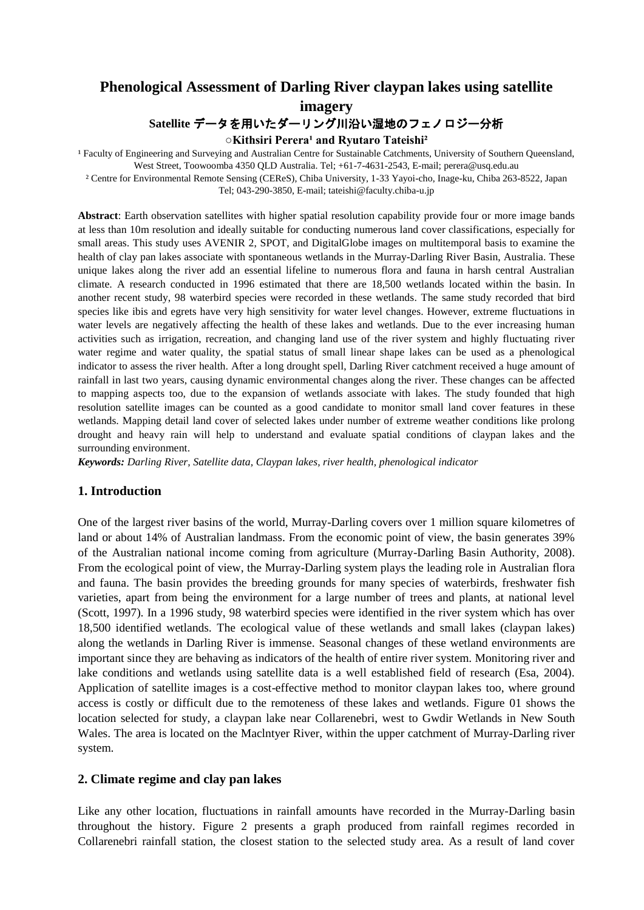# Phenological Assessment of Darling River claypan lakes using satellite imagery

## Satellite データを用いたダーリング川沿い湿地のフェノロジー分析

**○Kithsiri Perera[1] and Ryutaro Tateishi[2]**

[1] Faculty of Engineering and Surveying and Australian Centre for Sustainable Catchments, University of Southern Queensland, West Street, Toowoomba 4350 QLD Australia. Tel; +61-7-4631-2543, E-mail; perera@usq.edu.au

[2] Centre for Environmental Remote Sensing (CEReS), Chiba University, 1-33 Yayoi-cho, Inage-ku, Chiba 263-8522, Japan Tel; 043-290-3850, E-mail; tateishi@faculty.chiba-u.jp

**Abstract**: Earth observation satellites with higher spatial resolution capability provide four or more image bands at less than 10m resolution and ideally suitable for conducting numerous land cover classifications, especially for small areas. This study uses AVENIR 2, SPOT, and DigitalGlobe images on multitemporal basis to examine the health of clay pan lakes associate with spontaneous wetlands in the Murray-Darling River Basin, Australia. These unique lakes along the river add an essential lifeline to numerous flora and fauna in harsh central Australian climate. A research conducted in 1996 estimated that there are 18,500 wetlands located within the basin. In another recent study, 98 waterbird species were recorded in these wetlands. The same study recorded that bird species like ibis and egrets have very high sensitivity for water level changes. However, extreme fluctuations in water levels are negatively affecting the health of these lakes and wetlands. Due to the ever increasing human activities such as irrigation, recreation, and changing land use of the river system and highly fluctuating river water regime and water quality, the spatial status of small linear shape lakes can be used as a phenological indicator to assess the river health. After a long drought spell, Darling River catchment received a huge amount of rainfall in last two years, causing dynamic environmental changes along the river. These changes can be affected to mapping aspects too, due to the expansion of wetlands associate with lakes. The study founded that high resolution satellite images can be counted as a good candidate to monitor small land cover features in these wetlands. Mapping detail land cover of selected lakes under number of extreme weather conditions like prolong drought and heavy rain will help to understand and evaluate spatial conditions of claypan lakes and the surrounding environment.

***Keywords:*** *Darling River, Satellite data, Claypan lakes, river health, phenological indicator*

## 1. Introduction

One of the largest river basins of the world, Murray-Darling covers over 1 million square kilometres of land or about 14% of Australian landmass. From the economic point of view, the basin generates 39% of the Australian national income coming from agriculture (Murray-Darling Basin Authority, 2008). From the ecological point of view, the Murray-Darling system plays the leading role in Australian flora and fauna. The basin provides the breeding grounds for many species of waterbirds, freshwater fish varieties, apart from being the environment for a large number of trees and plants, at national level (Scott, 1997). In a 1996 study, 98 waterbird species were identified in the river system which has over 18,500 identified wetlands. The ecological value of these wetlands and small lakes (claypan lakes) along the wetlands in Darling River is immense. Seasonal changes of these wetland environments are important since they are behaving as indicators of the health of entire river system. Monitoring river and lake conditions and wetlands using satellite data is a well established field of research (Esa, 2004). Application of satellite images is a cost-effective method to monitor claypan lakes too, where ground access is costly or difficult due to the remoteness of these lakes and wetlands. Figure 01 shows the location selected for study, a claypan lake near Collarenebri, west to Gwdir Wetlands in New South Wales. The area is located on the Maclntyer River, within the upper catchment of Murray-Darling river system.

## 2. Climate regime and clay pan lakes

Like any other location, fluctuations in rainfall amounts have recorded in the Murray-Darling basin throughout the history. Figure 2 presents a graph produced from rainfall regimes recorded in Collarenebri rainfall station, the closest station to the selected study area. As a result of land cover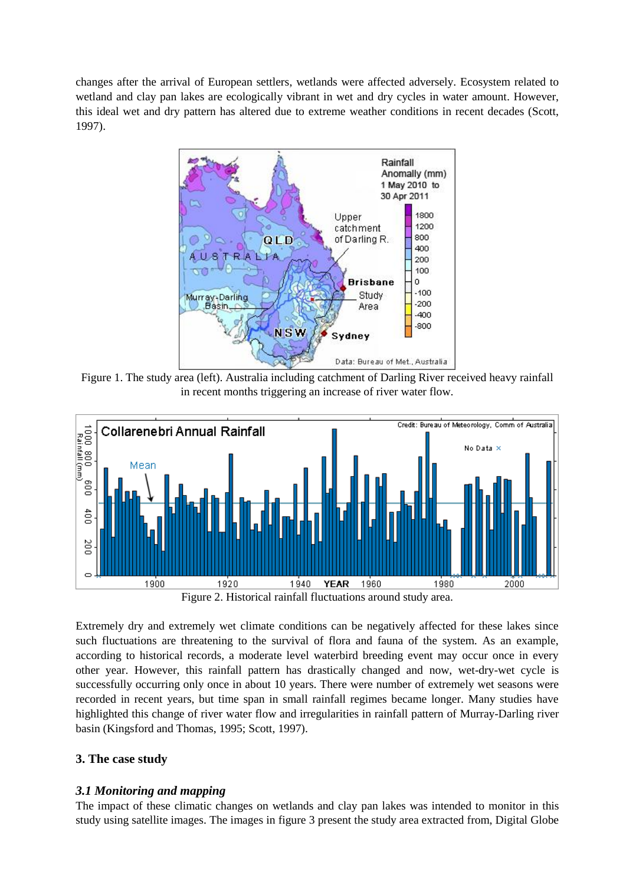changes after the arrival of European settlers, wetlands were affected adversely. Ecosystem related to wetland and clay pan lakes are ecologically vibrant in wet and dry cycles in water amount. However, this ideal wet and dry pattern has altered due to extreme weather conditions in recent decades (Scott, 1997).

Figure 1. The study area (left). Australia including catchment of Darling River received heavy rainfall in recent months triggering an increase of river water flow.

Figure 2. Historical rainfall fluctuations around study area.

Extremely dry and extremely wet climate conditions can be negatively affected for these lakes since such fluctuations are threatening to the survival of flora and fauna of the system. As an example, according to historical records, a moderate level waterbird breeding event may occur once in every other year. However, this rainfall pattern has drastically changed and now, wet-dry-wet cycle is successfully occurring only once in about 10 years. There were number of extremely wet seasons were recorded in recent years, but time span in small rainfall regimes became longer. Many studies have highlighted this change of river water flow and irregularities in rainfall pattern of Murray-Darling river basin (Kingsford and Thomas, 1995; Scott, 1997).

## 3. The case study

### *3.1 Monitoring and mapping*

The impact of these climatic changes on wetlands and clay pan lakes was intended to monitor in this study using satellite images. The images in figure 3 present the study area extracted from, Digital Globe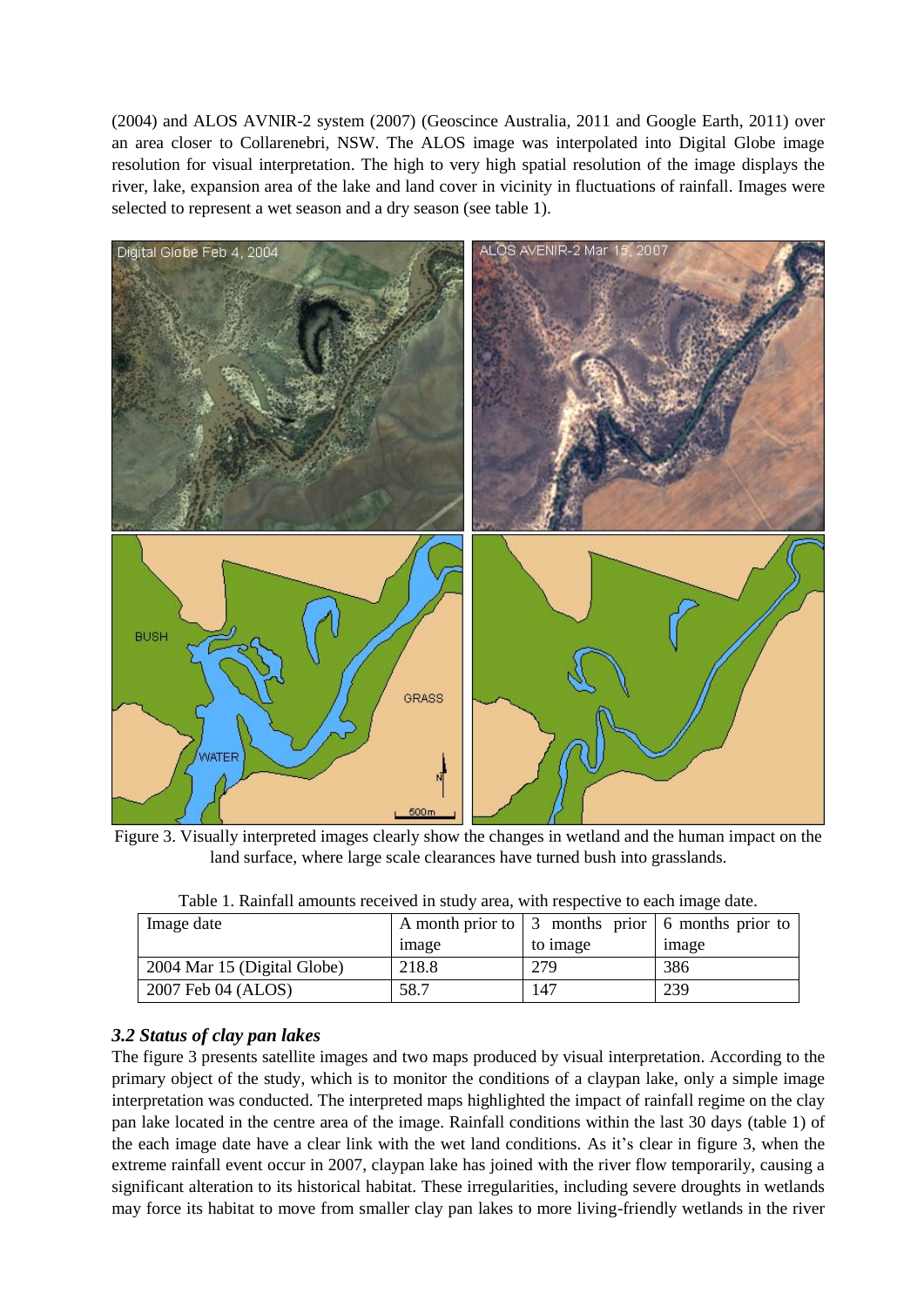(2004) and ALOS AVNIR-2 system (2007) (Geoscince Australia, 2011 and Google Earth, 2011) over an area closer to Collarenebri, NSW. The ALOS image was interpolated into Digital Globe image resolution for visual interpretation. The high to very high spatial resolution of the image displays the river, lake, expansion area of the lake and land cover in vicinity in fluctuations of rainfall. Images were selected to represent a wet season and a dry season (see table 1).

Figure 3. Visually interpreted images clearly show the changes in wetland and the human impact on the land surface, where large scale clearances have turned bush into grasslands.

Table 1. Rainfall amounts received in study area, with respective to each image date.

| Image date | A month prior to image | 3 months prior to image | 6 months prior to image |
|---|---|---|---|
| 2004 Mar 15 (Digital Globe) | 218.8 | 279 | 386 |
| 2007 Feb 04 (ALOS) | 58.7 | 147 | 239 |

### *3.2 Status of clay pan lakes*

The figure 3 presents satellite images and two maps produced by visual interpretation. According to the primary object of the study, which is to monitor the conditions of a claypan lake, only a simple image interpretation was conducted. The interpreted maps highlighted the impact of rainfall regime on the clay pan lake located in the centre area of the image. Rainfall conditions within the last 30 days (table 1) of the each image date have a clear link with the wet land conditions. As it's clear in figure 3, when the extreme rainfall event occur in 2007, claypan lake has joined with the river flow temporarily, causing a significant alteration to its historical habitat. These irregularities, including severe droughts in wetlands may force its habitat to move from smaller clay pan lakes to more living-friendly wetlands in the river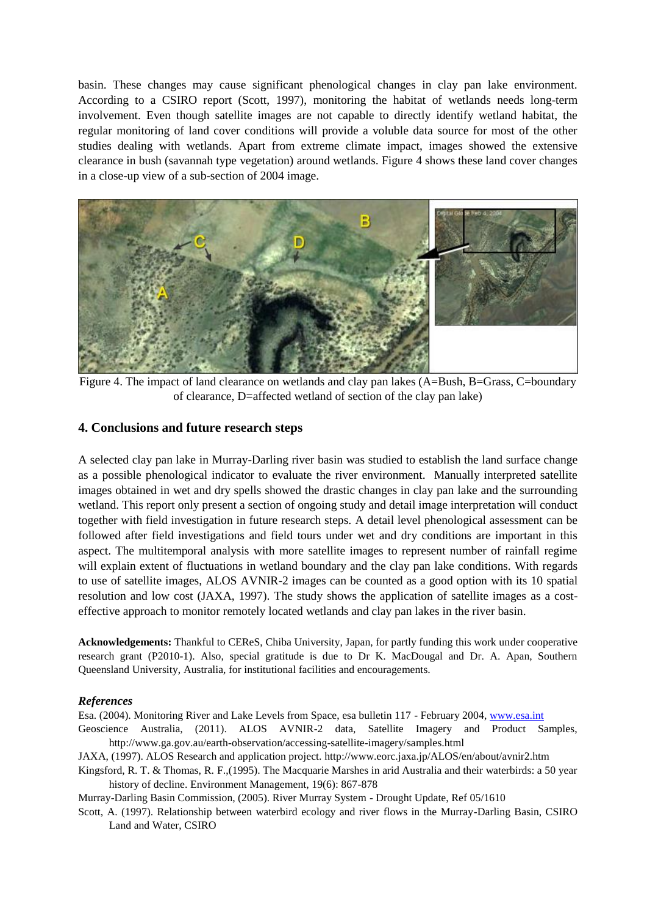basin. These changes may cause significant phenological changes in clay pan lake environment. According to a CSIRO report (Scott, 1997), monitoring the habitat of wetlands needs long-term involvement. Even though satellite images are not capable to directly identify wetland habitat, the regular monitoring of land cover conditions will provide a voluble data source for most of the other studies dealing with wetlands. Apart from extreme climate impact, images showed the extensive clearance in bush (savannah type vegetation) around wetlands. Figure 4 shows these land cover changes in a close-up view of a sub-section of 2004 image.

Figure 4. The impact of land clearance on wetlands and clay pan lakes (A=Bush, B=Grass, C=boundary of clearance, D=affected wetland of section of the clay pan lake)

## 4. Conclusions and future research steps

A selected clay pan lake in Murray-Darling river basin was studied to establish the land surface change as a possible phenological indicator to evaluate the river environment. Manually interpreted satellite images obtained in wet and dry spells showed the drastic changes in clay pan lake and the surrounding wetland. This report only present a section of ongoing study and detail image interpretation will conduct together with field investigation in future research steps. A detail level phenological assessment can be followed after field investigations and field tours under wet and dry conditions are important in this aspect. The multitemporal analysis with more satellite images to represent number of rainfall regime will explain extent of fluctuations in wetland boundary and the clay pan lake conditions. With regards to use of satellite images, ALOS AVNIR-2 images can be counted as a good option with its 10 spatial resolution and low cost (JAXA, 1997). The study shows the application of satellite images as a cost-effective approach to monitor remotely located wetlands and clay pan lakes in the river basin.

**Acknowledgements:** Thankful to CEReS, Chiba University, Japan, for partly funding this work under cooperative research grant (P2010-1). Also, special gratitude is due to Dr K. MacDougal and Dr. A. Apan, Southern Queensland University, Australia, for institutional facilities and encouragements.

### *References*

Esa. (2004). Monitoring River and Lake Levels from Space, esa bulletin 117 - February 2004, www.esa.int

Geoscience Australia, (2011). ALOS AVNIR-2 data, Satellite Imagery and Product Samples, http://www.ga.gov.au/earth-observation/accessing-satellite-imagery/samples.html

JAXA, (1997). ALOS Research and application project. http://www.eorc.jaxa.jp/ALOS/en/about/avnir2.htm

Kingsford, R. T. & Thomas, R. F.,(1995). The Macquarie Marshes in arid Australia and their waterbirds: a 50 year history of decline. Environment Management, 19(6): 867-878

Murray-Darling Basin Commission, (2005). River Murray System - Drought Update, Ref 05/1610

Scott, A. (1997). Relationship between waterbird ecology and river flows in the Murray-Darling Basin, CSIRO Land and Water, CSIRO